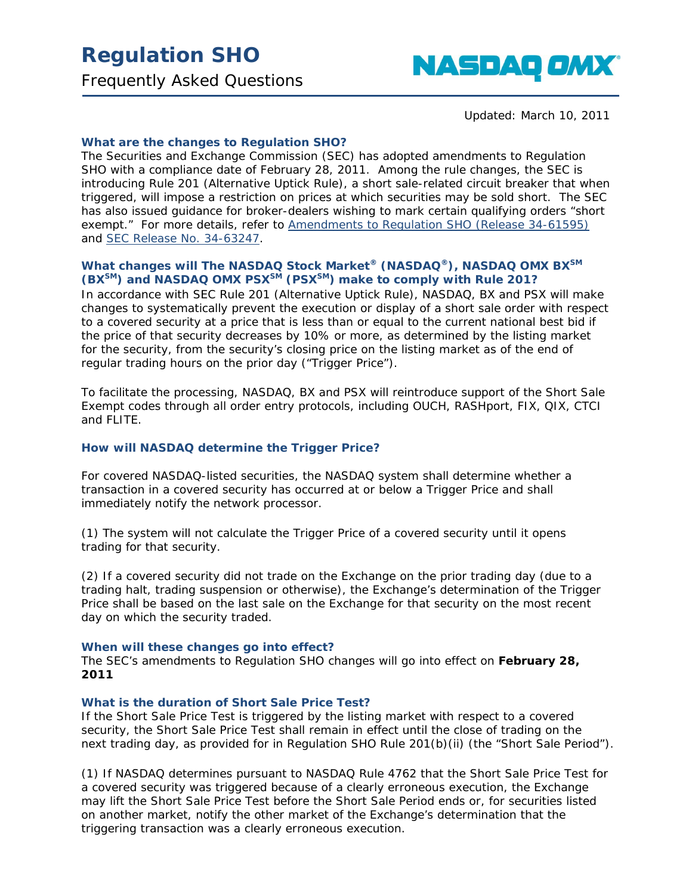# Regulation SHO

Frequently Asked Questions

NASDAQ OMX®

Updated: March 10, 2011

### What are the changes to Regulation SHO?

The Securities and Exchange Commission (SEC) has adopted amendments to Regulation SHO with a compliance date of February 28, 2011. Among the rule changes, the SEC is introducing Rule 201 (Alternative Uptick Rule), a short sale-related circuit breaker that when triggered, will impose a restriction on prices at which securities may be sold short. The SEC has also issued guidance for broker-dealers wishing to mark certain qualifying orders "short exempt." For more details, refer to Amendments to Regulation SHO (Release 34-61595) and SEC Release No. 34-63247.

### What changes will The NASDAQ Stock Market® (NASDAQ®), NASDAQ OMX BX℠ (BX℠) and NASDAQ OMX PSX℠ (PSX℠) make to comply with Rule 201?

In accordance with SEC Rule 201 (Alternative Uptick Rule), NASDAQ, BX and PSX will make changes to systematically prevent the execution or display of a short sale order with respect to a covered security at a price that is less than or equal to the current national best bid if the price of that security decreases by 10% or more, as determined by the listing market for the security, from the security's closing price on the listing market as of the end of regular trading hours on the prior day ("Trigger Price").

To facilitate the processing, NASDAQ, BX and PSX will reintroduce support of the Short Sale Exempt codes through all order entry protocols, including OUCH, RASHport, FIX, QIX, CTCI and FLITE.

### How will NASDAQ determine the Trigger Price?

For covered NASDAQ-listed securities, the NASDAQ system shall determine whether a transaction in a covered security has occurred at or below a Trigger Price and shall immediately notify the network processor.

(1) The system will not calculate the Trigger Price of a covered security until it opens trading for that security.

(2) If a covered security did not trade on the Exchange on the prior trading day (due to a trading halt, trading suspension or otherwise), the Exchange's determination of the Trigger Price shall be based on the last sale on the Exchange for that security on the most recent day on which the security traded.

### When will these changes go into effect?

The SEC's amendments to Regulation SHO changes will go into effect on **February 28, 2011**

### What is the duration of Short Sale Price Test?

If the Short Sale Price Test is triggered by the listing market with respect to a covered security, the Short Sale Price Test shall remain in effect until the close of trading on the next trading day, as provided for in Regulation SHO Rule 201(b)(ii) (the "Short Sale Period").

(1) If NASDAQ determines pursuant to NASDAQ Rule 4762 that the Short Sale Price Test for a covered security was triggered because of a clearly erroneous execution, the Exchange may lift the Short Sale Price Test before the Short Sale Period ends or, for securities listed on another market, notify the other market of the Exchange's determination that the triggering transaction was a clearly erroneous execution.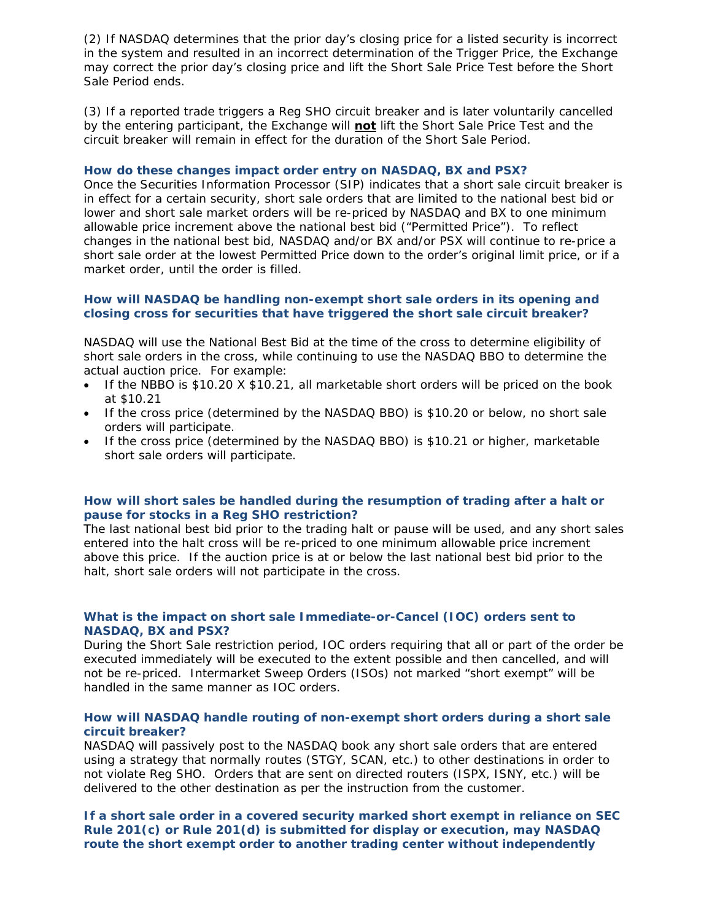(2) If NASDAQ determines that the prior day's closing price for a listed security is incorrect in the system and resulted in an incorrect determination of the Trigger Price, the Exchange may correct the prior day's closing price and lift the Short Sale Price Test before the Short Sale Period ends.

(3) If a reported trade triggers a Reg SHO circuit breaker and is later voluntarily cancelled by the entering participant, the Exchange will **not** lift the Short Sale Price Test and the circuit breaker will remain in effect for the duration of the Short Sale Period.

### How do these changes impact order entry on NASDAQ, BX and PSX?

Once the Securities Information Processor (SIP) indicates that a short sale circuit breaker is in effect for a certain security, short sale orders that are limited to the national best bid or lower and short sale market orders will be re-priced by NASDAQ and BX to one minimum allowable price increment above the national best bid ("Permitted Price"). To reflect changes in the national best bid, NASDAQ and/or BX and/or PSX will continue to re-price a short sale order at the lowest Permitted Price down to the order's original limit price, or if a market order, until the order is filled.

### How will NASDAQ be handling non-exempt short sale orders in its opening and closing cross for securities that have triggered the short sale circuit breaker?

NASDAQ will use the National Best Bid at the time of the cross to determine eligibility of short sale orders in the cross, while continuing to use the NASDAQ BBO to determine the actual auction price. For example:

- If the NBBO is $10.20 X $10.21, all marketable short orders will be priced on the book at $10.21
- If the cross price (determined by the NASDAQ BBO) is $10.20 or below, no short sale orders will participate.
- If the cross price (determined by the NASDAQ BBO) is $10.21 or higher, marketable short sale orders will participate.

### How will short sales be handled during the resumption of trading after a halt or pause for stocks in a Reg SHO restriction?

The last national best bid prior to the trading halt or pause will be used, and any short sales entered into the halt cross will be re-priced to one minimum allowable price increment above this price. If the auction price is at or below the last national best bid prior to the halt, short sale orders will not participate in the cross.

### What is the impact on short sale Immediate-or-Cancel (IOC) orders sent to NASDAQ, BX and PSX?

During the Short Sale restriction period, IOC orders requiring that all or part of the order be executed immediately will be executed to the extent possible and then cancelled, and will not be re-priced. Intermarket Sweep Orders (ISOs) not marked "short exempt" will be handled in the same manner as IOC orders.

### How will NASDAQ handle routing of non-exempt short orders during a short sale circuit breaker?

NASDAQ will passively post to the NASDAQ book any short sale orders that are entered using a strategy that normally routes (STGY, SCAN, etc.) to other destinations in order to not violate Reg SHO. Orders that are sent on directed routers (ISPX, ISNY, etc.) will be delivered to the other destination as per the instruction from the customer.

### If a short sale order in a covered security marked short exempt in reliance on SEC Rule 201(c) or Rule 201(d) is submitted for display or execution, may NASDAQ route the short exempt order to another trading center without independently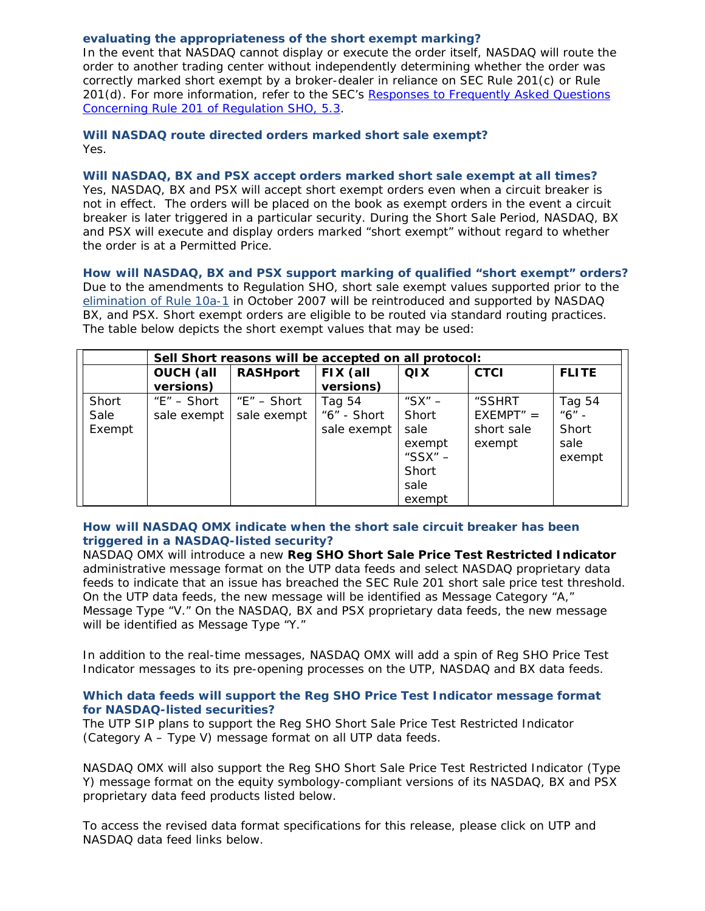### evaluating the appropriateness of the short exempt marking?

In the event that NASDAQ cannot display or execute the order itself, NASDAQ will route the order to another trading center without independently determining whether the order was correctly marked short exempt by a broker-dealer in reliance on SEC Rule 201(c) or Rule 201(d). For more information, refer to the SEC's [Responses to Frequently Asked Questions Concerning Rule 201 of Regulation SHO, 5.3](#).

### Will NASDAQ route directed orders marked short sale exempt?

Yes.

### Will NASDAQ, BX and PSX accept orders marked short sale exempt at all times?

Yes, NASDAQ, BX and PSX will accept short exempt orders even when a circuit breaker is not in effect. The orders will be placed on the book as exempt orders in the event a circuit breaker is later triggered in a particular security. During the Short Sale Period, NASDAQ, BX and PSX will execute and display orders marked "short exempt" without regard to whether the order is at a Permitted Price.

### How will NASDAQ, BX and PSX support marking of qualified "short exempt" orders?

Due to the amendments to Regulation SHO, short sale exempt values supported prior to the [elimination of Rule 10a-1](#) in October 2007 will be reintroduced and supported by NASDAQ BX, and PSX. Short exempt orders are eligible to be routed via standard routing practices. The table below depicts the short exempt values that may be used:

| | **Sell Short reasons will be accepted on all protocol:** | | | | | |
|---|---|---|---|---|---|---|
| | **OUCH (all versions)** | **RASHport** | **FIX (all versions)** | **QIX** | **CTCI** | **FLITE** |
| Short Sale Exempt | "E" – Short sale exempt | "E" – Short sale exempt | Tag 54 "6" - Short sale exempt | "SX" – Short sale exempt "SSX" – Short sale exempt | "SSHRT EXEMPT" = short sale exempt | Tag 54 "6" - Short sale exempt |

### How will NASDAQ OMX indicate when the short sale circuit breaker has been triggered in a NASDAQ-listed security?

NASDAQ OMX will introduce a new **Reg SHO Short Sale Price Test Restricted Indicator** administrative message format on the UTP data feeds and select NASDAQ proprietary data feeds to indicate that an issue has breached the SEC Rule 201 short sale price test threshold. On the UTP data feeds, the new message will be identified as Message Category "A," Message Type "V." On the NASDAQ, BX and PSX proprietary data feeds, the new message will be identified as Message Type "Y."

In addition to the real-time messages, NASDAQ OMX will add a spin of Reg SHO Price Test Indicator messages to its pre-opening processes on the UTP, NASDAQ and BX data feeds.

### Which data feeds will support the Reg SHO Price Test Indicator message format for NASDAQ-listed securities?

The UTP SIP plans to support the Reg SHO Short Sale Price Test Restricted Indicator (Category A – Type V) message format on all UTP data feeds.

NASDAQ OMX will also support the Reg SHO Short Sale Price Test Restricted Indicator (Type Y) message format on the equity symbology-compliant versions of its NASDAQ, BX and PSX proprietary data feed products listed below.

To access the revised data format specifications for this release, please click on UTP and NASDAQ data feed links below.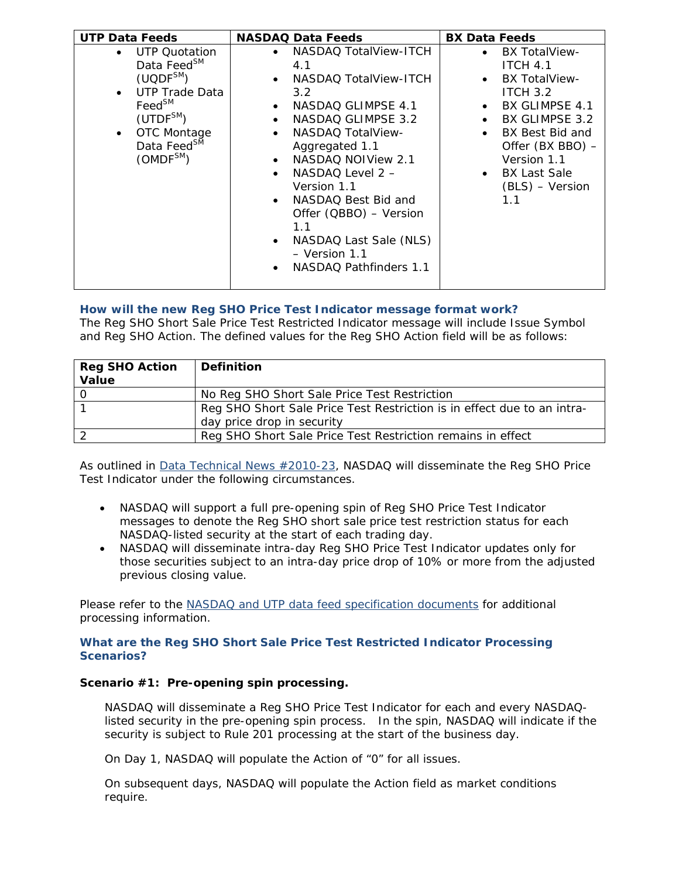| UTP Data Feeds | NASDAQ Data Feeds | BX Data Feeds |
|---|---|---|
| • UTP Quotation Data Feed℠ (UQDF℠)<br>• UTP Trade Data Feed℠ (UTDF℠)<br>• OTC Montage Data Feed℠ (OMDF℠) | • NASDAQ TotalView-ITCH 4.1<br>• NASDAQ TotalView-ITCH 3.2<br>• NASDAQ GLIMPSE 4.1<br>• NASDAQ GLIMPSE 3.2<br>• NASDAQ TotalView-Aggregated 1.1<br>• NASDAQ NOIView 2.1<br>• NASDAQ Level 2 – Version 1.1<br>• NASDAQ Best Bid and Offer (QBBO) – Version 1.1<br>• NASDAQ Last Sale (NLS) – Version 1.1<br>• NASDAQ Pathfinders 1.1 | • BX TotalView-ITCH 4.1<br>• BX TotalView-ITCH 3.2<br>• BX GLIMPSE 4.1<br>• BX GLIMPSE 3.2<br>• BX Best Bid and Offer (BX BBO) – Version 1.1<br>• BX Last Sale (BLS) – Version 1.1 |

### How will the new Reg SHO Price Test Indicator message format work?

The Reg SHO Short Sale Price Test Restricted Indicator message will include Issue Symbol and Reg SHO Action. The defined values for the Reg SHO Action field will be as follows:

| Reg SHO Action Value | Definition |
|---|---|
| 0 | No Reg SHO Short Sale Price Test Restriction |
| 1 | Reg SHO Short Sale Price Test Restriction is in effect due to an intra-day price drop in security |
| 2 | Reg SHO Short Sale Price Test Restriction remains in effect |

As outlined in Data Technical News #2010-23, NASDAQ will disseminate the Reg SHO Price Test Indicator under the following circumstances.

- NASDAQ will support a full pre-opening spin of Reg SHO Price Test Indicator messages to denote the Reg SHO short sale price test restriction status for each NASDAQ-listed security at the start of each trading day.
- NASDAQ will disseminate intra-day Reg SHO Price Test Indicator updates only for those securities subject to an intra-day price drop of 10% or more from the adjusted previous closing value.

Please refer to the NASDAQ and UTP data feed specification documents for additional processing information.

### What are the Reg SHO Short Sale Price Test Restricted Indicator Processing Scenarios?

**Scenario #1: Pre-opening spin processing.**

NASDAQ will disseminate a Reg SHO Price Test Indicator for each and every NASDAQ-listed security in the pre-opening spin process. In the spin, NASDAQ will indicate if the security is subject to Rule 201 processing at the start of the business day.

On Day 1, NASDAQ will populate the Action of "0" for all issues.

On subsequent days, NASDAQ will populate the Action field as market conditions require.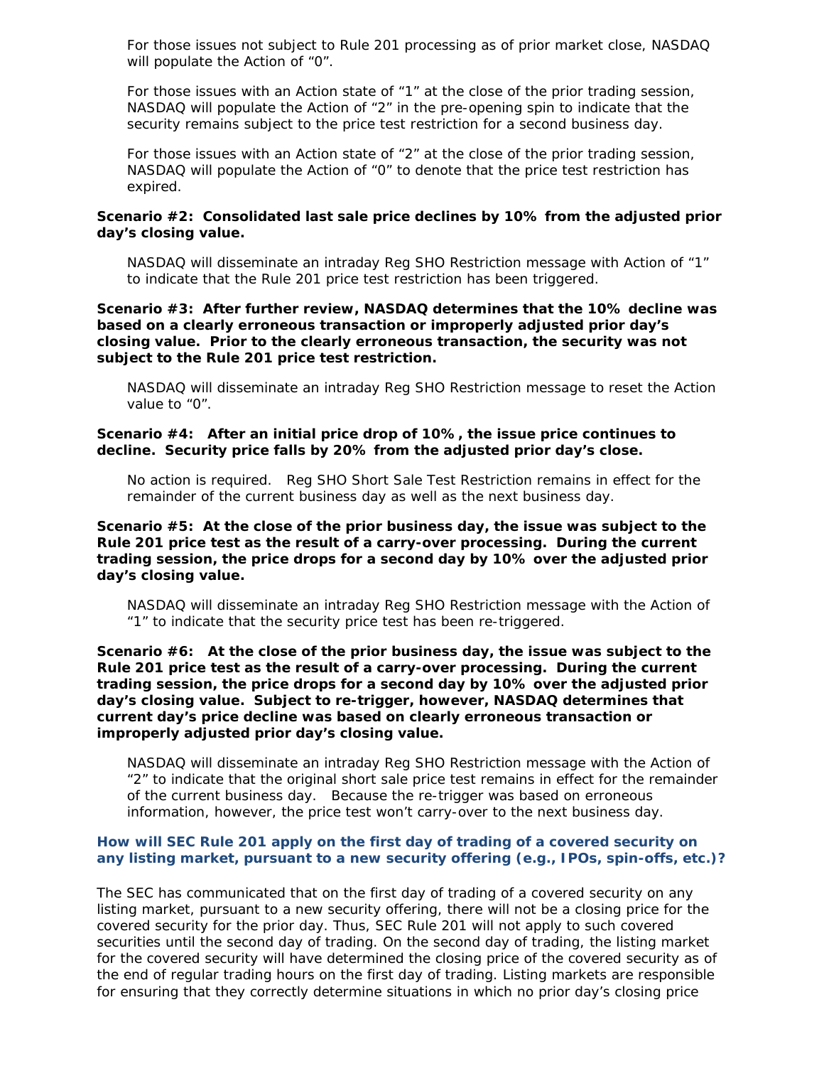For those issues not subject to Rule 201 processing as of prior market close, NASDAQ will populate the Action of "0".

For those issues with an Action state of "1" at the close of the prior trading session, NASDAQ will populate the Action of "2" in the pre-opening spin to indicate that the security remains subject to the price test restriction for a second business day.

For those issues with an Action state of "2" at the close of the prior trading session, NASDAQ will populate the Action of "0" to denote that the price test restriction has expired.

**Scenario #2: Consolidated last sale price declines by 10% from the adjusted prior day's closing value.**

NASDAQ will disseminate an intraday Reg SHO Restriction message with Action of "1" to indicate that the Rule 201 price test restriction has been triggered.

**Scenario #3: After further review, NASDAQ determines that the 10% decline was based on a clearly erroneous transaction or improperly adjusted prior day's closing value. Prior to the clearly erroneous transaction, the security was not subject to the Rule 201 price test restriction.**

NASDAQ will disseminate an intraday Reg SHO Restriction message to reset the Action value to "0".

**Scenario #4: After an initial price drop of 10%, the issue price continues to decline. Security price falls by 20% from the adjusted prior day's close.**

No action is required. Reg SHO Short Sale Test Restriction remains in effect for the remainder of the current business day as well as the next business day.

**Scenario #5: At the close of the prior business day, the issue was subject to the Rule 201 price test as the result of a carry-over processing. During the current trading session, the price drops for a second day by 10% over the adjusted prior day's closing value.**

NASDAQ will disseminate an intraday Reg SHO Restriction message with the Action of "1" to indicate that the security price test has been re-triggered.

**Scenario #6: At the close of the prior business day, the issue was subject to the Rule 201 price test as the result of a carry-over processing. During the current trading session, the price drops for a second day by 10% over the adjusted prior day's closing value. Subject to re-trigger, however, NASDAQ determines that current day's price decline was based on clearly erroneous transaction or improperly adjusted prior day's closing value.**

NASDAQ will disseminate an intraday Reg SHO Restriction message with the Action of "2" to indicate that the original short sale price test remains in effect for the remainder of the current business day. Because the re-trigger was based on erroneous information, however, the price test won't carry-over to the next business day.

### How will SEC Rule 201 apply on the first day of trading of a covered security on any listing market, pursuant to a new security offering (e.g., IPOs, spin-offs, etc.)?

The SEC has communicated that on the first day of trading of a covered security on any listing market, pursuant to a new security offering, there will not be a closing price for the covered security for the prior day. Thus, SEC Rule 201 will not apply to such covered securities until the second day of trading. On the second day of trading, the listing market for the covered security will have determined the closing price of the covered security as of the end of regular trading hours on the first day of trading. Listing markets are responsible for ensuring that they correctly determine situations in which no prior day's closing price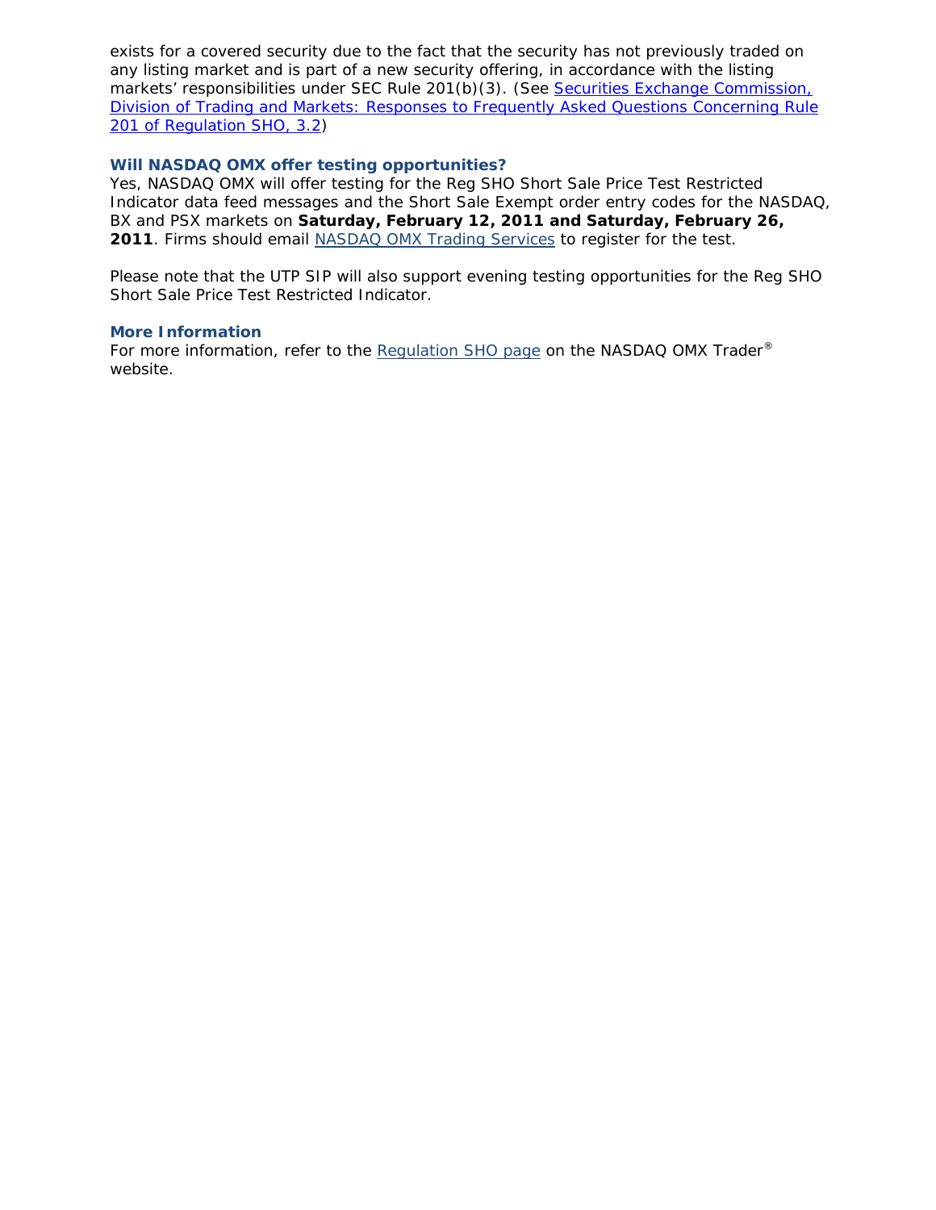exists for a covered security due to the fact that the security has not previously traded on any listing market and is part of a new security offering, in accordance with the listing markets' responsibilities under SEC Rule 201(b)(3). (See Securities Exchange Commission, Division of Trading and Markets: Responses to Frequently Asked Questions Concerning Rule 201 of Regulation SHO, 3.2)

### Will NASDAQ OMX offer testing opportunities?

Yes, NASDAQ OMX will offer testing for the Reg SHO Short Sale Price Test Restricted Indicator data feed messages and the Short Sale Exempt order entry codes for the NASDAQ, BX and PSX markets on **Saturday, February 12, 2011 and Saturday, February 26, 2011**. Firms should email NASDAQ OMX Trading Services to register for the test.

Please note that the UTP SIP will also support evening testing opportunities for the Reg SHO Short Sale Price Test Restricted Indicator.

### More Information

For more information, refer to the Regulation SHO page on the NASDAQ OMX Trader® website.